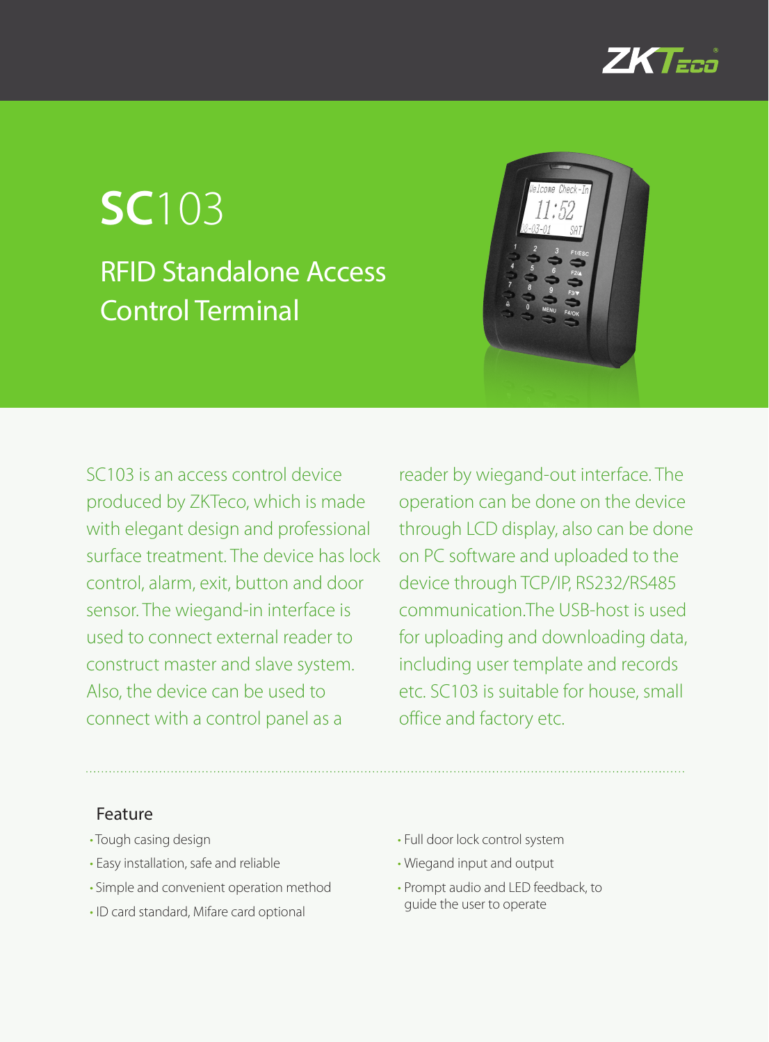# SC103

## RFID Standalone Access Control Terminal

SC103 is an access control device produced by ZKTeco, which is made with elegant design and professional surface treatment. The device has lock control, alarm, exit, button and door sensor. The wiegand-in interface is used to connect external reader to construct master and slave system. Also, the device can be used to connect with a control panel as a reader by wiegand-out interface. The operation can be done on the device through LCD display, also can be done on PC software and uploaded to the device through TCP/IP, RS232/RS485 communication.The USB-host is used for uploading and downloading data, including user template and records etc. SC103 is suitable for house, small office and factory etc.

### Feature

- Tough casing design
- Easy installation, safe and reliable
- Simple and convenient operation method
- ID card standard, Mifare card optional
- Full door lock control system
- Wiegand input and output
- Prompt audio and LED feedback, to guide the user to operate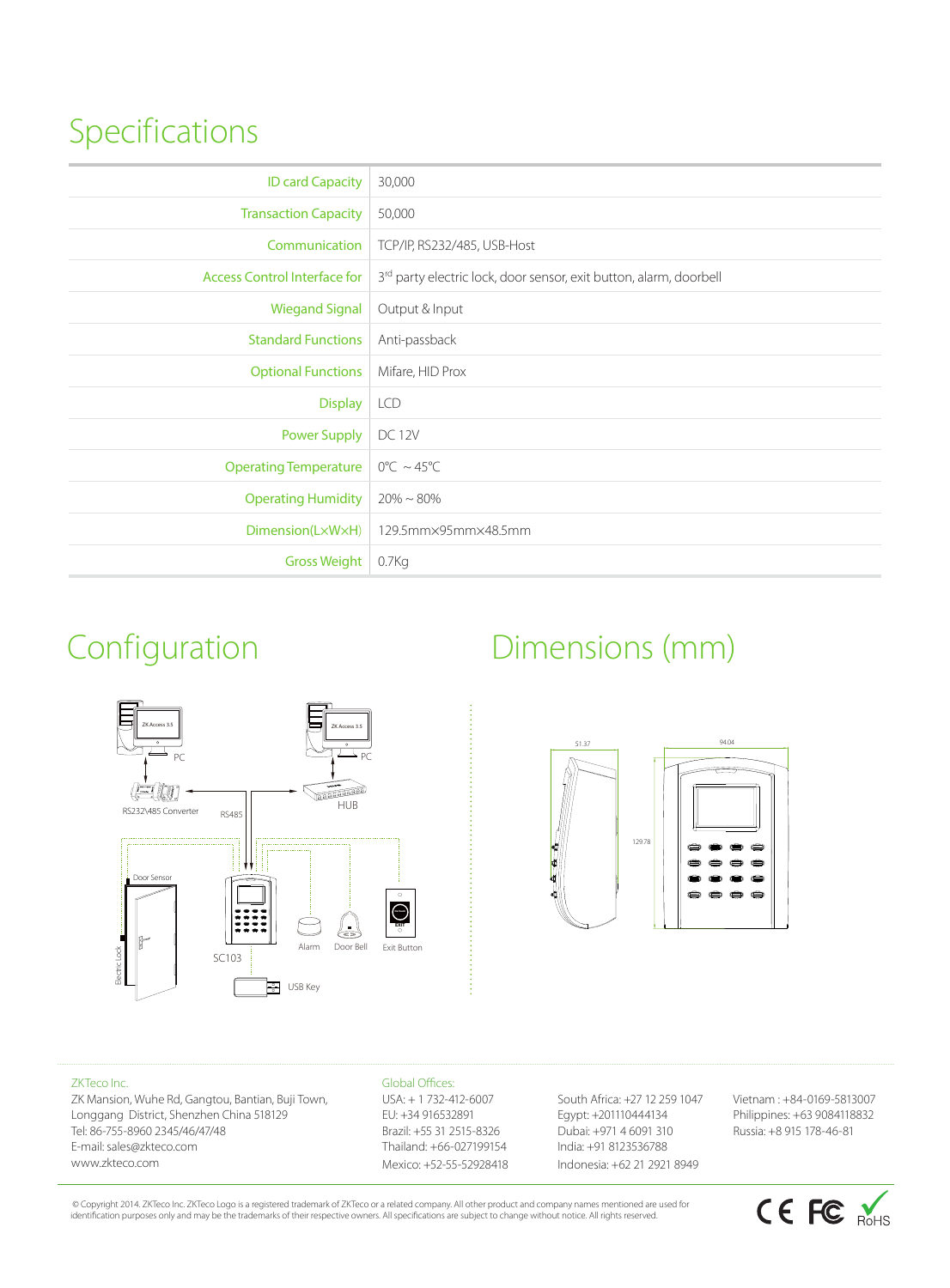# Specifications

| | |
|---|---|
| ID card Capacity | 30,000 |
| Transaction Capacity | 50,000 |
| Communication | TCP/IP, RS232/485, USB-Host |
| Access Control Interface for | 3rd party electric lock, door sensor, exit button, alarm, doorbell |
| Wiegand Signal | Output & Input |
| Standard Functions | Anti-passback |
| Optional Functions | Mifare, HID Prox |
| Display | LCD |
| Power Supply | DC 12V |
| Operating Temperature | 0℃ ~ 45℃ |
| Operating Humidity | 20% ~ 80% |
| Dimension(L×W×H) | 129.5mm×95mm×48.5mm |
| Gross Weight | 0.7Kg |

# Configuration

ZK Access 3.5
PC
ZK Access 3.5
PC
RS232\485 Converter
RS485
HUB
Door Sensor
Electric Lock
SC103
Alarm
Door Bell
Exit Button
USB Key

# Dimensions (mm)

51.37
94.04
129.78

ZKTeco Inc.
ZK Mansion, Wuhe Rd, Gangtou, Bantian, Buji Town, Longgang District, Shenzhen China 518129
Tel: 86-755-8960 2345/46/47/48
E-mail: sales@zkteco.com
www.zkteco.com

Global Offices:
USA: + 1 732-412-6007
EU: +34 916532891
Brazil: +55 31 2515-8326
Thailand: +66-027199154
Mexico: +52-55-52928418

South Africa: +27 12 259 1047
Egypt: +201110444134
Dubai: +971 4 6091 310
India: +91 8123536788
Indonesia: +62 21 2921 8949

Vietnam : +84-0169-5813007
Philippines: +63 9084118832
Russia: +8 915 178-46-81

© Copyright 2014. ZKTeco Inc. ZKTeco Logo is a registered trademark of ZKTeco or a related company. All other product and company names mentioned are used for identification purposes only and may be the trademarks of their respective owners. All specifications are subject to change without notice. All rights reserved.

CE FC RoHS